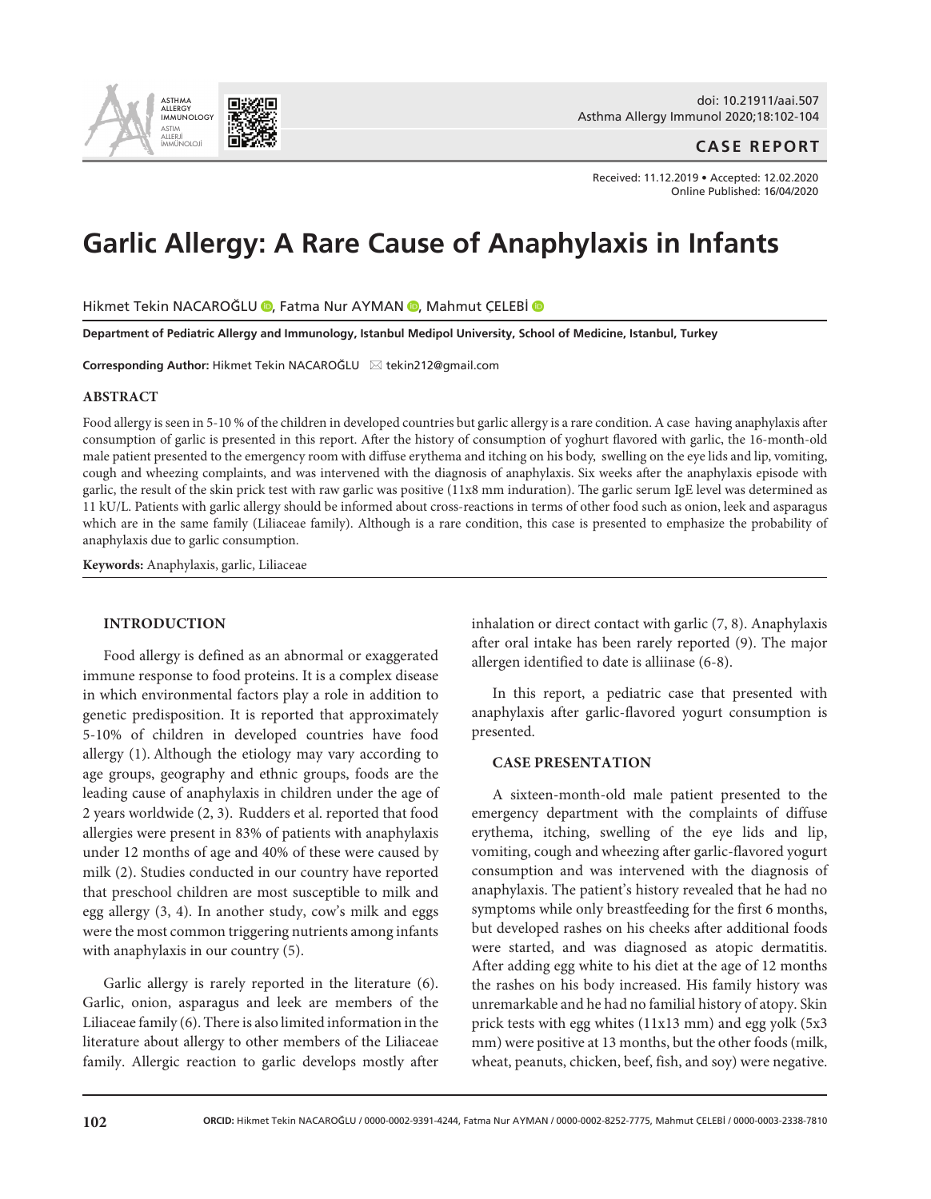doi: 10.21911/aai.507

**CASE REPORT**

Received: 11.12.2019 • Accepted: 12.02.2020
Online Published: 16/04/2020

# Garlic Allergy: A Rare Cause of Anaphylaxis in Infants

Hikmet Tekin NACAROĞLU, Fatma Nur AYMAN, Mahmut ÇELEBİ

**Department of Pediatric Allergy and Immunology, Istanbul Medipol University, School of Medicine, Istanbul, Turkey**

**Corresponding Author:** Hikmet Tekin NACAROĞLU ✉ tekin212@gmail.com

## ABSTRACT

Food allergy is seen in 5-10 % of the children in developed countries but garlic allergy is a rare condition. A case having anaphylaxis after consumption of garlic is presented in this report. After the history of consumption of yoghurt flavored with garlic, the 16-month-old male patient presented to the emergency room with diffuse erythema and itching on his body, swelling on the eye lids and lip, vomiting, cough and wheezing complaints, and was intervened with the diagnosis of anaphylaxis. Six weeks after the anaphylaxis episode with garlic, the result of the skin prick test with raw garlic was positive (11x8 mm induration). The garlic serum IgE level was determined as 11 kU/L. Patients with garlic allergy should be informed about cross-reactions in terms of other food such as onion, leek and asparagus which are in the same family (Liliaceae family). Although is a rare condition, this case is presented to emphasize the probability of anaphylaxis due to garlic consumption.

**Keywords:** Anaphylaxis, garlic, Liliaceae

## INTRODUCTION

Food allergy is defined as an abnormal or exaggerated immune response to food proteins. It is a complex disease in which environmental factors play a role in addition to genetic predisposition. It is reported that approximately 5-10% of children in developed countries have food allergy (1). Although the etiology may vary according to age groups, geography and ethnic groups, foods are the leading cause of anaphylaxis in children under the age of 2 years worldwide (2, 3). Rudders et al. reported that food allergies were present in 83% of patients with anaphylaxis under 12 months of age and 40% of these were caused by milk (2). Studies conducted in our country have reported that preschool children are most susceptible to milk and egg allergy (3, 4). In another study, cow's milk and eggs were the most common triggering nutrients among infants with anaphylaxis in our country (5).

Garlic allergy is rarely reported in the literature (6). Garlic, onion, asparagus and leek are members of the Liliaceae family (6). There is also limited information in the literature about allergy to other members of the Liliaceae family. Allergic reaction to garlic develops mostly after inhalation or direct contact with garlic (7, 8). Anaphylaxis after oral intake has been rarely reported (9). The major allergen identified to date is alliinase (6-8).

In this report, a pediatric case that presented with anaphylaxis after garlic-flavored yogurt consumption is presented.

## CASE PRESENTATION

A sixteen-month-old male patient presented to the emergency department with the complaints of diffuse erythema, itching, swelling of the eye lids and lip, vomiting, cough and wheezing after garlic-flavored yogurt consumption and was intervened with the diagnosis of anaphylaxis. The patient's history revealed that he had no symptoms while only breastfeeding for the first 6 months, but developed rashes on his cheeks after additional foods were started, and was diagnosed as atopic dermatitis. After adding egg white to his diet at the age of 12 months the rashes on his body increased. His family history was unremarkable and he had no familial history of atopy. Skin prick tests with egg whites (11x13 mm) and egg yolk (5x3 mm) were positive at 13 months, but the other foods (milk, wheat, peanuts, chicken, beef, fish, and soy) were negative.

**ORCID:** Hikmet Tekin NACAROĞLU / 0000-0002-9391-4244, Fatma Nur AYMAN / 0000-0002-8252-7775, Mahmut ÇELEBİ / 0000-0003-2338-7810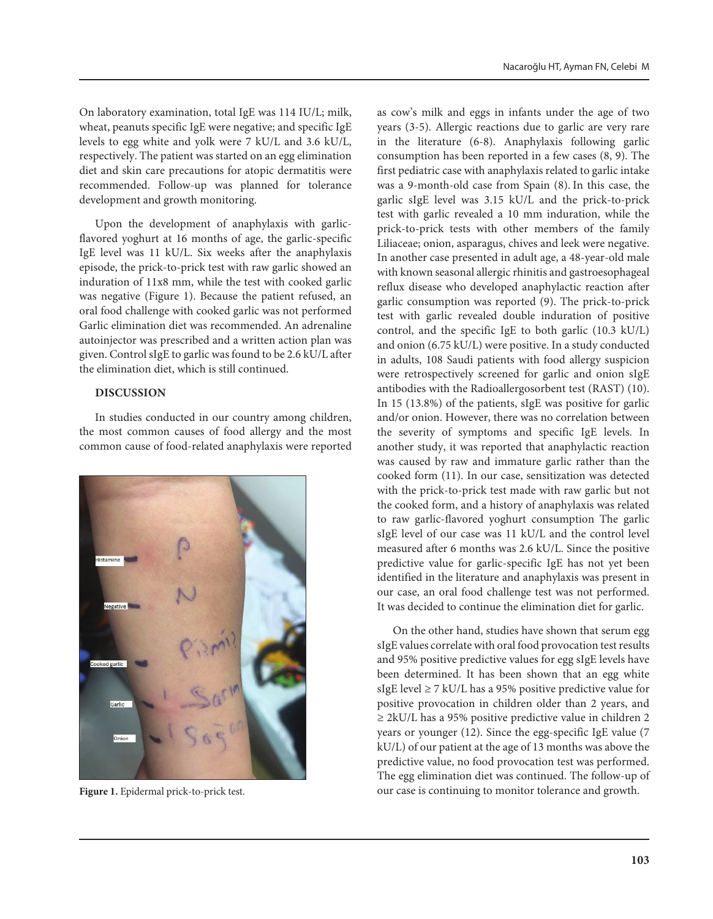On laboratory examination, total IgE was 114 IU/L; milk, wheat, peanuts specific IgE were negative; and specific IgE levels to egg white and yolk were 7 kU/L and 3.6 kU/L, respectively. The patient was started on an egg elimination diet and skin care precautions for atopic dermatitis were recommended. Follow-up was planned for tolerance development and growth monitoring.

Upon the development of anaphylaxis with garlic-flavored yoghurt at 16 months of age, the garlic-specific IgE level was 11 kU/L. Six weeks after the anaphylaxis episode, the prick-to-prick test with raw garlic showed an induration of 11x8 mm, while the test with cooked garlic was negative (Figure 1). Because the patient refused, an oral food challenge with cooked garlic was not performed Garlic elimination diet was recommended. An adrenaline autoinjector was prescribed and a written action plan was given. Control sIgE to garlic was found to be 2.6 kU/L after the elimination diet, which is still continued.

## DISCUSSION

In studies conducted in our country among children, the most common causes of food allergy and the most common cause of food-related anaphylaxis were reported as cow's milk and eggs in infants under the age of two years (3-5). Allergic reactions due to garlic are very rare in the literature (6-8). Anaphylaxis following garlic consumption has been reported in a few cases (8, 9). The first pediatric case with anaphylaxis related to garlic intake was a 9-month-old case from Spain (8). In this case, the garlic sIgE level was 3.15 kU/L and the prick-to-prick test with garlic revealed a 10 mm induration, while the prick-to-prick tests with other members of the family Liliaceae; onion, asparagus, chives and leek were negative. In another case presented in adult age, a 48-year-old male with known seasonal allergic rhinitis and gastroesophageal reflux disease who developed anaphylactic reaction after garlic consumption was reported (9). The prick-to-prick test with garlic revealed double induration of positive control, and the specific IgE to both garlic (10.3 kU/L) and onion (6.75 kU/L) were positive. In a study conducted in adults, 108 Saudi patients with food allergy suspicion were retrospectively screened for garlic and onion sIgE antibodies with the Radioallergosorbent test (RAST) (10). In 15 (13.8%) of the patients, sIgE was positive for garlic and/or onion. However, there was no correlation between the severity of symptoms and specific IgE levels. In another study, it was reported that anaphylactic reaction was caused by raw and immature garlic rather than the cooked form (11). In our case, sensitization was detected with the prick-to-prick test made with raw garlic but not the cooked form, and a history of anaphylaxis was related to raw garlic-flavored yoghurt consumption The garlic sIgE level of our case was 11 kU/L and the control level measured after 6 months was 2.6 kU/L. Since the positive predictive value for garlic-specific IgE has not yet been identified in the literature and anaphylaxis was present in our case, an oral food challenge test was not performed. It was decided to continue the elimination diet for garlic.

On the other hand, studies have shown that serum egg sIgE values correlate with oral food provocation test results and 95% positive predictive values for egg sIgE levels have been determined. It has been shown that an egg white sIgE level ≥ 7 kU/L has a 95% positive predictive value for positive provocation in children older than 2 years, and ≥ 2kU/L has a 95% positive predictive value in children 2 years or younger (12). Since the egg-specific IgE value (7 kU/L) of our patient at the age of 13 months was above the predictive value, no food provocation test was performed. The egg elimination diet was continued. The follow-up of our case is continuing to monitor tolerance and growth.

**Figure 1.** Epidermal prick-to-prick test.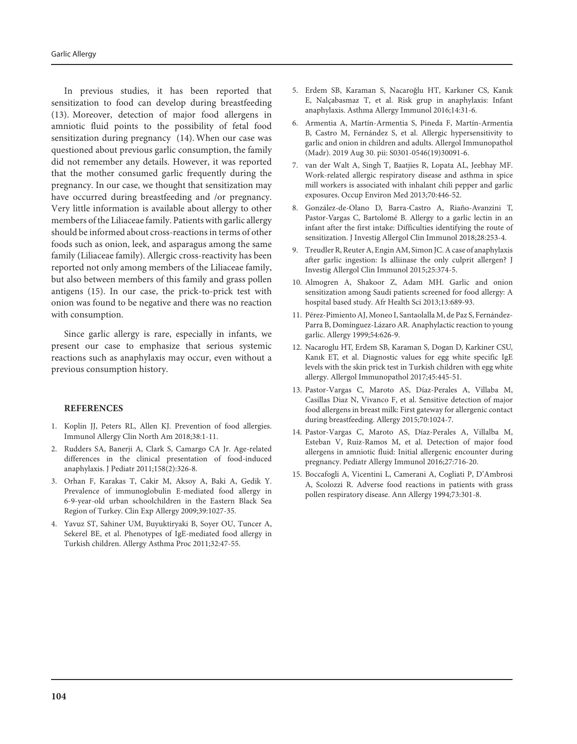In previous studies, it has been reported that sensitization to food can develop during breastfeeding (13). Moreover, detection of major food allergens in amniotic fluid points to the possibility of fetal food sensitization during pregnancy (14). When our case was questioned about previous garlic consumption, the family did not remember any details. However, it was reported that the mother consumed garlic frequently during the pregnancy. In our case, we thought that sensitization may have occurred during breastfeeding and /or pregnancy. Very little information is available about allergy to other members of the Liliaceae family. Patients with garlic allergy should be informed about cross-reactions in terms of other foods such as onion, leek, and asparagus among the same family (Liliaceae family). Allergic cross-reactivity has been reported not only among members of the Liliaceae family, but also between members of this family and grass pollen antigens (15). In our case, the prick-to-prick test with onion was found to be negative and there was no reaction with consumption.

Since garlic allergy is rare, especially in infants, we present our case to emphasize that serious systemic reactions such as anaphylaxis may occur, even without a previous consumption history.

## REFERENCES

1. Koplin JJ, Peters RL, Allen KJ. Prevention of food allergies. Immunol Allergy Clin North Am 2018;38:1-11.
2. Rudders SA, Banerji A, Clark S, Camargo CA Jr. Age-related differences in the clinical presentation of food-induced anaphylaxis. J Pediatr 2011;158(2):326-8.
3. Orhan F, Karakas T, Cakir M, Aksoy A, Baki A, Gedik Y. Prevalence of immunoglobulin E-mediated food allergy in 6-9-year-old urban schoolchildren in the Eastern Black Sea Region of Turkey. Clin Exp Allergy 2009;39:1027-35.
4. Yavuz ST, Sahiner UM, Buyuktiryaki B, Soyer OU, Tuncer A, Sekerel BE, et al. Phenotypes of IgE-mediated food allergy in Turkish children. Allergy Asthma Proc 2011;32:47-55.
5. Erdem SB, Karaman S, Nacaroğlu HT, Karkıner CS, Kanık E, Nalçabasmaz T, et al. Risk grup in anaphylaxis: Infant anaphylaxis. Asthma Allergy Immunol 2016;14:31-6.
6. Armentia A, Martín-Armentia S, Pineda F, Martín-Armentia B, Castro M, Fernández S, et al. Allergic hypersensitivity to garlic and onion in children and adults. Allergol Immunopathol (Madr). 2019 Aug 30. pii: S0301-0546(19)30091-6.
7. van der Walt A, Singh T, Baatjies R, Lopata AL, Jeebhay MF. Work-related allergic respiratory disease and asthma in spice mill workers is associated with inhalant chili pepper and garlic exposures. Occup Environ Med 2013;70:446-52.
8. González-de-Olano D, Barra-Castro A, Riaño-Avanzini T, Pastor-Vargas C, Bartolomé B. Allergy to a garlic lectin in an infant after the first intake: Difficulties identifying the route of sensitization. J Investig Allergol Clin Immunol 2018;28:253-4.
9. Treudler R, Reuter A, Engin AM, Simon JC. A case of anaphylaxis after garlic ingestion: Is alliinase the only culprit allergen? J Investig Allergol Clin Immunol 2015;25:374-5.
10. Almogren A, Shakoor Z, Adam MH. Garlic and onion sensitization among Saudi patients screened for food allergy: A hospital based study. Afr Health Sci 2013;13:689-93.
11. Pérez-Pimiento AJ, Moneo I, Santaolalla M, de Paz S, Fernández-Parra B, Domínguez-Lázaro AR. Anaphylactic reaction to young garlic. Allergy 1999;54:626-9.
12. Nacaroglu HT, Erdem SB, Karaman S, Dogan D, Karkiner CSU, Kanık ET, et al. Diagnostic values for egg white specific IgE levels with the skin prick test in Turkish children with egg white allergy. Allergol Immunopathol 2017;45:445-51.
13. Pastor-Vargas C, Maroto AS, Díaz-Perales A, Villaba M, Casillas Diaz N, Vivanco F, et al. Sensitive detection of major food allergens in breast milk: First gateway for allergenic contact during breastfeeding. Allergy 2015;70:1024-7.
14. Pastor-Vargas C, Maroto AS, Díaz-Perales A, Villalba M, Esteban V, Ruiz-Ramos M, et al. Detection of major food allergens in amniotic fluid: Initial allergenic encounter during pregnancy. Pediatr Allergy Immunol 2016;27:716-20.
15. Boccafogli A, Vicentini L, Camerani A, Cogliati P, D'Ambrosi A, Scolozzi R. Adverse food reactions in patients with grass pollen respiratory disease. Ann Allergy 1994;73:301-8.